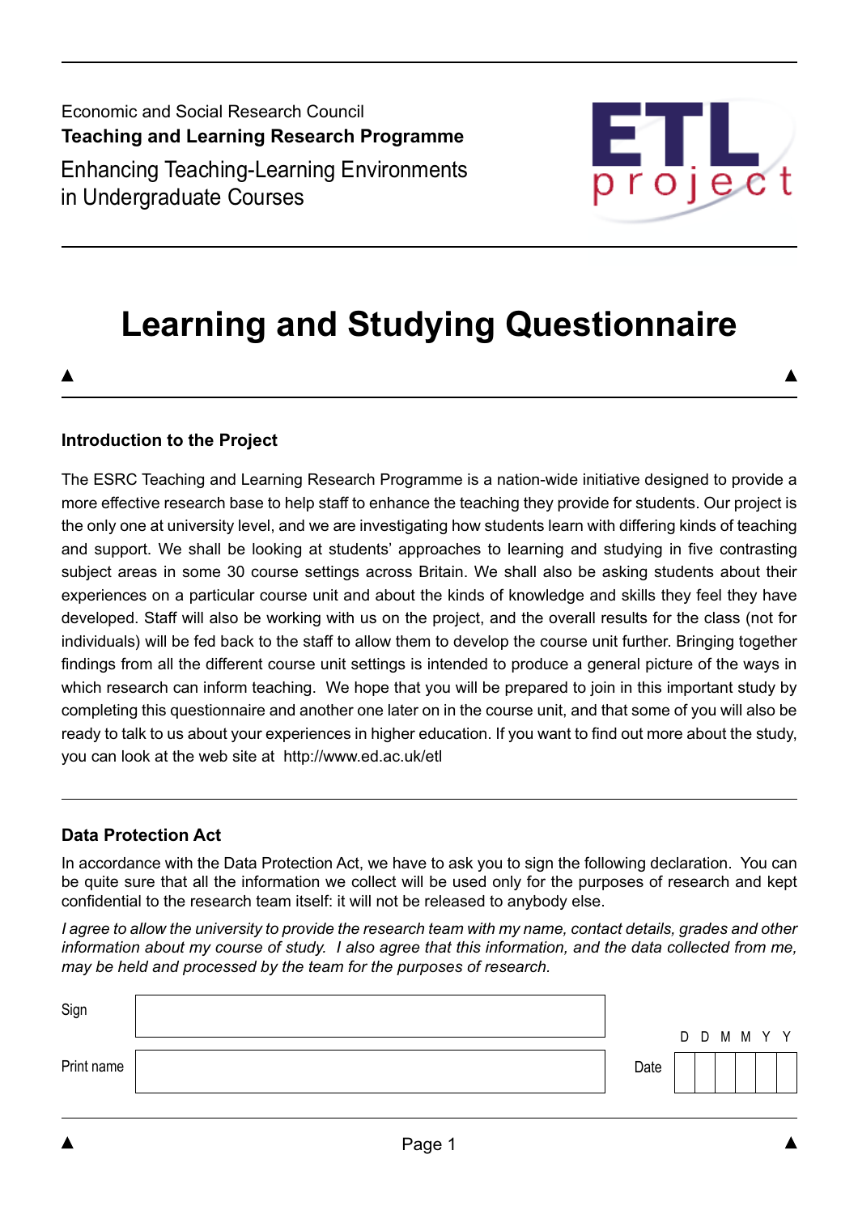Economic and Social Research Council

**Teaching and Learning Research Programme**

Enhancing Teaching-Learning Environments in Undergraduate Courses

ETL project

# Learning and Studying Questionnaire

### Introduction to the Project

The ESRC Teaching and Learning Research Programme is a nation-wide initiative designed to provide a more effective research base to help staff to enhance the teaching they provide for students. Our project is the only one at university level, and we are investigating how students learn with differing kinds of teaching and support. We shall be looking at students' approaches to learning and studying in five contrasting subject areas in some 30 course settings across Britain. We shall also be asking students about their experiences on a particular course unit and about the kinds of knowledge and skills they feel they have developed. Staff will also be working with us on the project, and the overall results for the class (not for individuals) will be fed back to the staff to allow them to develop the course unit further. Bringing together findings from all the different course unit settings is intended to produce a general picture of the ways in which research can inform teaching. We hope that you will be prepared to join in this important study by completing this questionnaire and another one later on in the course unit, and that some of you will also be ready to talk to us about your experiences in higher education. If you want to find out more about the study, you can look at the web site at http://www.ed.ac.uk/etl

### Data Protection Act

In accordance with the Data Protection Act, we have to ask you to sign the following declaration. You can be quite sure that all the information we collect will be used only for the purposes of research and kept confidential to the research team itself: it will not be released to anybody else.

*I agree to allow the university to provide the research team with my name, contact details, grades and other information about my course of study. I also agree that this information, and the data collected from me, may be held and processed by the team for the purposes of research.*

Sign

Print name

Date D D M M Y Y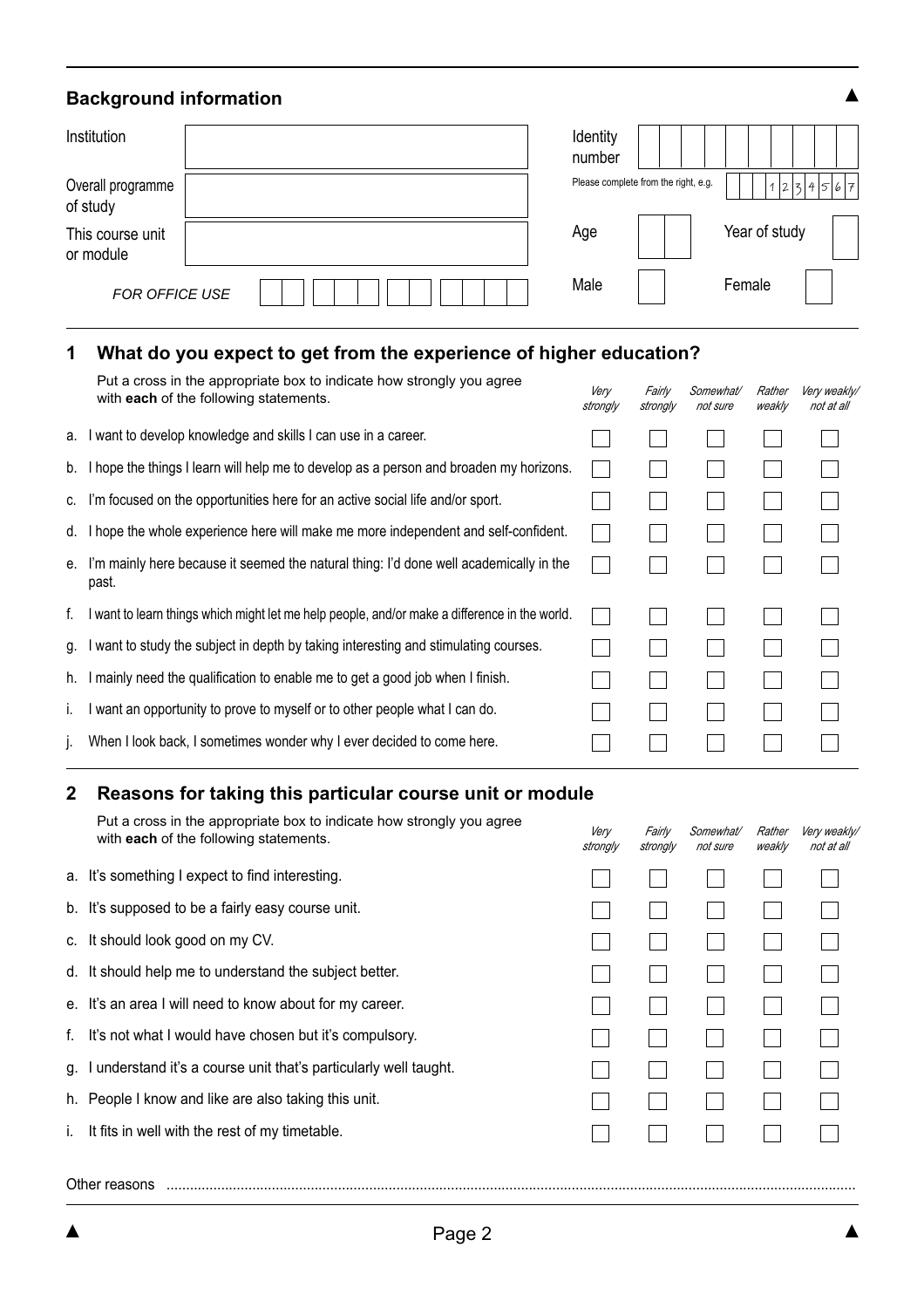## Background information

| | | | |
|---|---|---|---|
| Institution | | Identity number | |
| Overall programme of study | | Please complete from the right, e.g. | 1 2 3 4 5 6 7 |
| This course unit or module | | Age | Year of study |
| *FOR OFFICE USE* | | Male | Female |

## 1 What do you expect to get from the experience of higher education?

Put a cross in the appropriate box to indicate how strongly you agree with **each** of the following statements.

| | *Very strongly* | *Fairly strongly* | *Somewhat/ not sure* | *Rather weakly* | *Very weakly/ not at all* |
|---|---|---|---|---|---|
| a. I want to develop knowledge and skills I can use in a career. | ☐ | ☐ | ☐ | ☐ | ☐ |
| b. I hope the things I learn will help me to develop as a person and broaden my horizons. | ☐ | ☐ | ☐ | ☐ | ☐ |
| c. I'm focused on the opportunities here for an active social life and/or sport. | ☐ | ☐ | ☐ | ☐ | ☐ |
| d. I hope the whole experience here will make me more independent and self-confident. | ☐ | ☐ | ☐ | ☐ | ☐ |
| e. I'm mainly here because it seemed the natural thing: I'd done well academically in the past. | ☐ | ☐ | ☐ | ☐ | ☐ |
| f. I want to learn things which might let me help people, and/or make a difference in the world. | ☐ | ☐ | ☐ | ☐ | ☐ |
| g. I want to study the subject in depth by taking interesting and stimulating courses. | ☐ | ☐ | ☐ | ☐ | ☐ |
| h. I mainly need the qualification to enable me to get a good job when I finish. | ☐ | ☐ | ☐ | ☐ | ☐ |
| i. I want an opportunity to prove to myself or to other people what I can do. | ☐ | ☐ | ☐ | ☐ | ☐ |
| j. When I look back, I sometimes wonder why I ever decided to come here. | ☐ | ☐ | ☐ | ☐ | ☐ |

## 2 Reasons for taking this particular course unit or module

Put a cross in the appropriate box to indicate how strongly you agree with **each** of the following statements.

| | *Very strongly* | *Fairly strongly* | *Somewhat/ not sure* | *Rather weakly* | *Very weakly/ not at all* |
|---|---|---|---|---|---|
| a. It's something I expect to find interesting. | ☐ | ☐ | ☐ | ☐ | ☐ |
| b. It's supposed to be a fairly easy course unit. | ☐ | ☐ | ☐ | ☐ | ☐ |
| c. It should look good on my CV. | ☐ | ☐ | ☐ | ☐ | ☐ |
| d. It should help me to understand the subject better. | ☐ | ☐ | ☐ | ☐ | ☐ |
| e. It's an area I will need to know about for my career. | ☐ | ☐ | ☐ | ☐ | ☐ |
| f. It's not what I would have chosen but it's compulsory. | ☐ | ☐ | ☐ | ☐ | ☐ |
| g. I understand it's a course unit that's particularly well taught. | ☐ | ☐ | ☐ | ☐ | ☐ |
| h. People I know and like are also taking this unit. | ☐ | ☐ | ☐ | ☐ | ☐ |
| i. It fits in well with the rest of my timetable. | ☐ | ☐ | ☐ | ☐ | ☐ |

Other reasons ..........................................................................................................................................................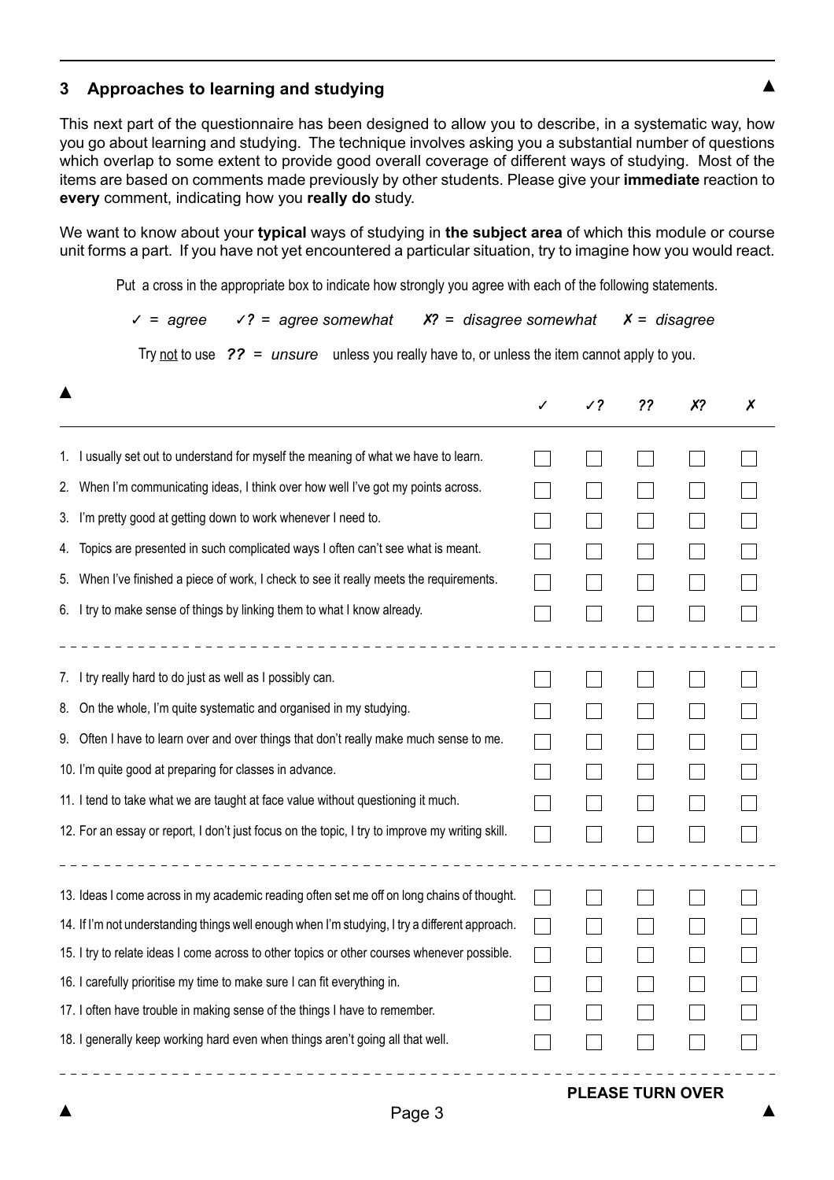## 3 Approaches to learning and studying

This next part of the questionnaire has been designed to allow you to describe, in a systematic way, how you go about learning and studying. The technique involves asking you a substantial number of questions which overlap to some extent to provide good overall coverage of different ways of studying. Most of the items are based on comments made previously by other students. Please give your **immediate** reaction to **every** comment, indicating how you **really do** study.

We want to know about your **typical** ways of studying in **the subject area** of which this module or course unit forms a part. If you have not yet encountered a particular situation, try to imagine how you would react.

Put a cross in the appropriate box to indicate how strongly you agree with each of the following statements.

*✓ = agree &nbsp;&nbsp; ✓? = agree somewhat &nbsp;&nbsp; ✗? = disagree somewhat &nbsp;&nbsp; ✗ = disagree*

Try <u>not</u> to use ***??*** = *unsure* unless you really have to, or unless the item cannot apply to you.

| | ✓ | ✓? | ?? | ✗? | ✗ |
|---|---|---|---|---|---|
| 1. I usually set out to understand for myself the meaning of what we have to learn. | ☐ | ☐ | ☐ | ☐ | ☐ |
| 2. When I'm communicating ideas, I think over how well I've got my points across. | ☐ | ☐ | ☐ | ☐ | ☐ |
| 3. I'm pretty good at getting down to work whenever I need to. | ☐ | ☐ | ☐ | ☐ | ☐ |
| 4. Topics are presented in such complicated ways I often can't see what is meant. | ☐ | ☐ | ☐ | ☐ | ☐ |
| 5. When I've finished a piece of work, I check to see it really meets the requirements. | ☐ | ☐ | ☐ | ☐ | ☐ |
| 6. I try to make sense of things by linking them to what I know already. | ☐ | ☐ | ☐ | ☐ | ☐ |
| 7. I try really hard to do just as well as I possibly can. | ☐ | ☐ | ☐ | ☐ | ☐ |
| 8. On the whole, I'm quite systematic and organised in my studying. | ☐ | ☐ | ☐ | ☐ | ☐ |
| 9. Often I have to learn over and over things that don't really make much sense to me. | ☐ | ☐ | ☐ | ☐ | ☐ |
| 10. I'm quite good at preparing for classes in advance. | ☐ | ☐ | ☐ | ☐ | ☐ |
| 11. I tend to take what we are taught at face value without questioning it much. | ☐ | ☐ | ☐ | ☐ | ☐ |
| 12. For an essay or report, I don't just focus on the topic, I try to improve my writing skill. | ☐ | ☐ | ☐ | ☐ | ☐ |
| 13. Ideas I come across in my academic reading often set me off on long chains of thought. | ☐ | ☐ | ☐ | ☐ | ☐ |
| 14. If I'm not understanding things well enough when I'm studying, I try a different approach. | ☐ | ☐ | ☐ | ☐ | ☐ |
| 15. I try to relate ideas I come across to other topics or other courses whenever possible. | ☐ | ☐ | ☐ | ☐ | ☐ |
| 16. I carefully prioritise my time to make sure I can fit everything in. | ☐ | ☐ | ☐ | ☐ | ☐ |
| 17. I often have trouble in making sense of the things I have to remember. | ☐ | ☐ | ☐ | ☐ | ☐ |
| 18. I generally keep working hard even when things aren't going all that well. | ☐ | ☐ | ☐ | ☐ | ☐ |

**PLEASE TURN OVER**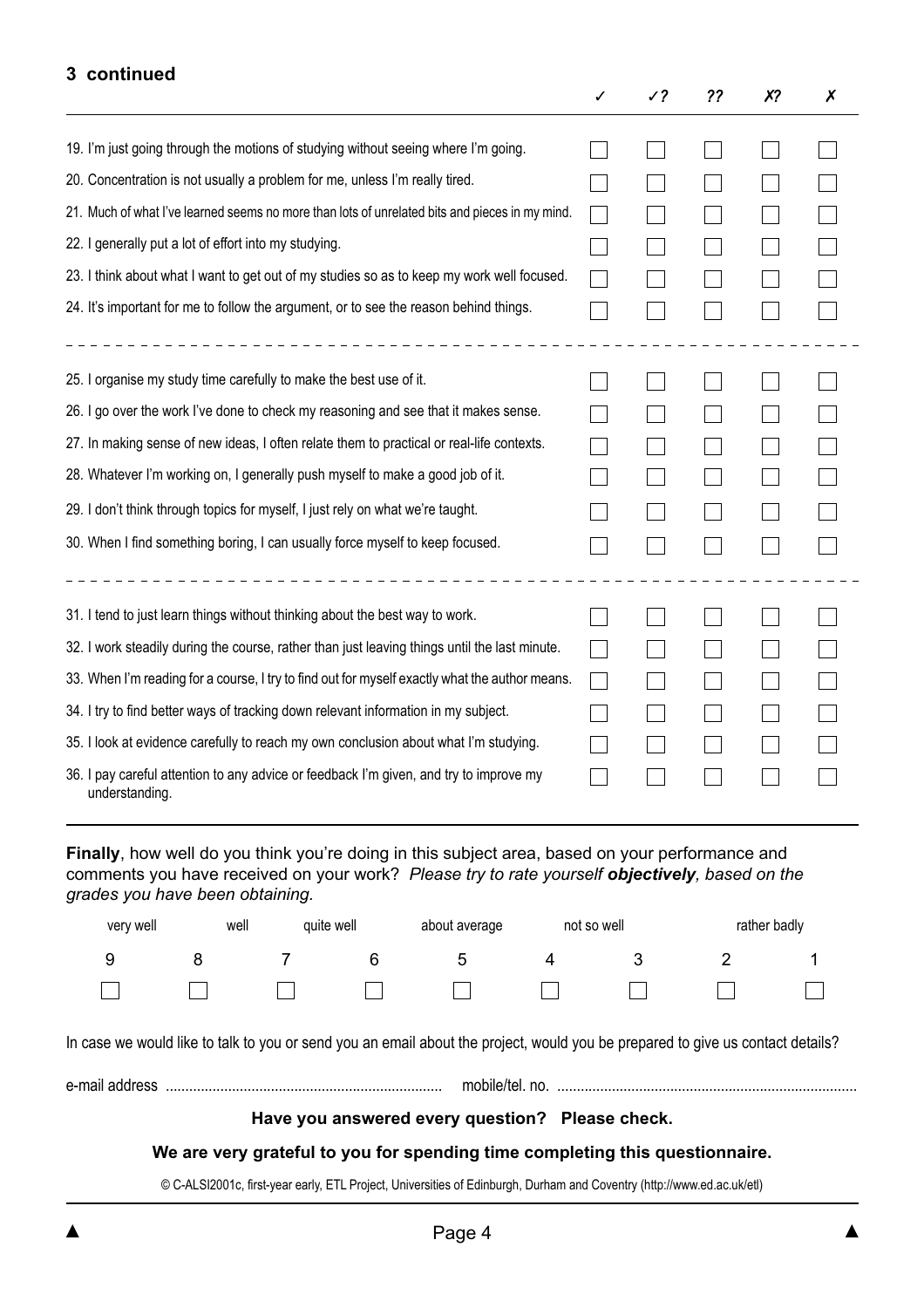## 3 continued

| | ✓ | ✓? | ?? | ✗? | ✗ |
|---|---|---|---|---|---|
| 19. I'm just going through the motions of studying without seeing where I'm going. | ☐ | ☐ | ☐ | ☐ | ☐ |
| 20. Concentration is not usually a problem for me, unless I'm really tired. | ☐ | ☐ | ☐ | ☐ | ☐ |
| 21. Much of what I've learned seems no more than lots of unrelated bits and pieces in my mind. | ☐ | ☐ | ☐ | ☐ | ☐ |
| 22. I generally put a lot of effort into my studying. | ☐ | ☐ | ☐ | ☐ | ☐ |
| 23. I think about what I want to get out of my studies so as to keep my work well focused. | ☐ | ☐ | ☐ | ☐ | ☐ |
| 24. It's important for me to follow the argument, or to see the reason behind things. | ☐ | ☐ | ☐ | ☐ | ☐ |
| 25. I organise my study time carefully to make the best use of it. | ☐ | ☐ | ☐ | ☐ | ☐ |
| 26. I go over the work I've done to check my reasoning and see that it makes sense. | ☐ | ☐ | ☐ | ☐ | ☐ |
| 27. In making sense of new ideas, I often relate them to practical or real-life contexts. | ☐ | ☐ | ☐ | ☐ | ☐ |
| 28. Whatever I'm working on, I generally push myself to make a good job of it. | ☐ | ☐ | ☐ | ☐ | ☐ |
| 29. I don't think through topics for myself, I just rely on what we're taught. | ☐ | ☐ | ☐ | ☐ | ☐ |
| 30. When I find something boring, I can usually force myself to keep focused. | ☐ | ☐ | ☐ | ☐ | ☐ |
| 31. I tend to just learn things without thinking about the best way to work. | ☐ | ☐ | ☐ | ☐ | ☐ |
| 32. I work steadily during the course, rather than just leaving things until the last minute. | ☐ | ☐ | ☐ | ☐ | ☐ |
| 33. When I'm reading for a course, I try to find out for myself exactly what the author means. | ☐ | ☐ | ☐ | ☐ | ☐ |
| 34. I try to find better ways of tracking down relevant information in my subject. | ☐ | ☐ | ☐ | ☐ | ☐ |
| 35. I look at evidence carefully to reach my own conclusion about what I'm studying. | ☐ | ☐ | ☐ | ☐ | ☐ |
| 36. I pay careful attention to any advice or feedback I'm given, and try to improve my understanding. | ☐ | ☐ | ☐ | ☐ | ☐ |

**Finally**, how well do you think you're doing in this subject area, based on your performance and comments you have received on your work? *Please try to rate yourself **objectively**, based on the grades you have been obtaining.*

| very well | | well | | quite well | | about average | | not so well | | rather badly |
|---|---|---|---|---|---|---|---|---|---|---|
| 9 | 8 | | 7 | | 6 | 5 | 4 | 3 | 2 | 1 |
| ☐ | ☐ | | ☐ | | ☐ | ☐ | ☐ | ☐ | ☐ | ☐ |

In case we would like to talk to you or send you an email about the project, would you be prepared to give us contact details?

e-mail address ...................................................................... mobile/tel. no. ...........................................................................

**Have you answered every question? Please check.**

**We are very grateful to you for spending time completing this questionnaire.**

© C-ALSI2001c, first-year early, ETL Project, Universities of Edinburgh, Durham and Coventry (http://www.ed.ac.uk/etl)